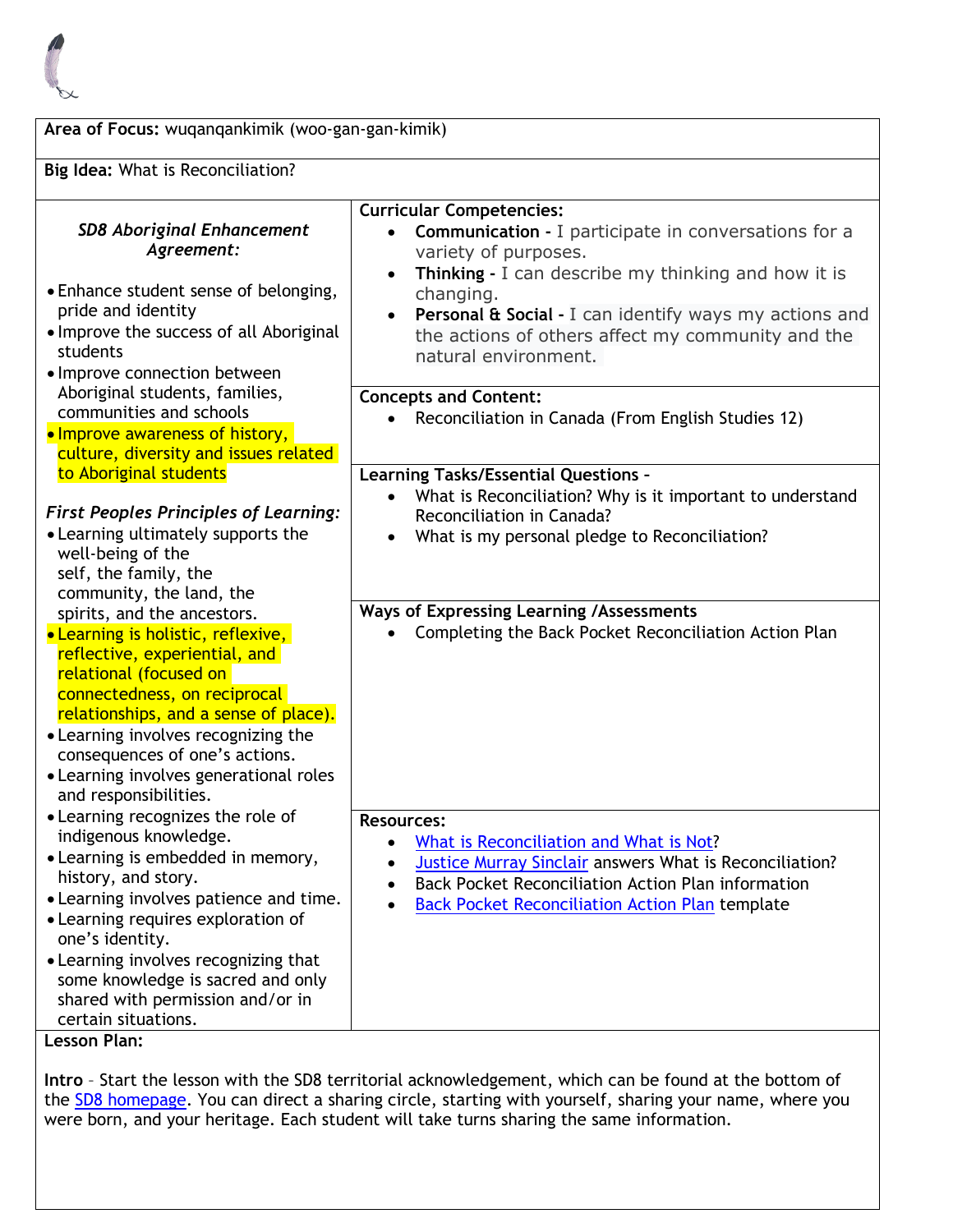**Area of Focus:** wuqanqankimik (woo-gan-gan-kimik)

**Big Idea:** What is Reconciliation?

*SD8 Aboriginal Enhancement Agreement:*

- Enhance student sense of belonging, pride and identity
- Improve the success of all Aboriginal students
- Improve connection between Aboriginal students, families, communities and schools
- Improve awareness of history, culture, diversity and issues related to Aboriginal students

*First Peoples Principles of Learning:*

- Learning ultimately supports the well-being of the self, the family, the community, the land, the spirits, and the ancestors.
- Learning is holistic, reflexive, reflective, experiential, and relational (focused on connectedness, on reciprocal relationships, and a sense of place).
- Learning involves recognizing the consequences of one's actions.
- Learning involves generational roles and responsibilities.
- Learning recognizes the role of indigenous knowledge.
- Learning is embedded in memory, history, and story.
- Learning involves patience and time.
- Learning requires exploration of one's identity.
- Learning involves recognizing that some knowledge is sacred and only shared with permission and/or in certain situations.

**Curricular Competencies:**

- **Communication -** I participate in conversations for a variety of purposes.
- **Thinking -** I can describe my thinking and how it is changing.
- **Personal & Social -** I can identify ways my actions and the actions of others affect my community and the natural environment.

**Concepts and Content:**

- Reconciliation in Canada (From English Studies 12)

**Learning Tasks/Essential Questions –**

- What is Reconciliation? Why is it important to understand Reconciliation in Canada?
- What is my personal pledge to Reconciliation?

**Ways of Expressing Learning /Assessments**

- Completing the Back Pocket Reconciliation Action Plan

**Resources:**

- What is Reconciliation and What is Not?
- Justice Murray Sinclair answers What is Reconciliation?
- Back Pocket Reconciliation Action Plan information
- Back Pocket Reconciliation Action Plan template

**Lesson Plan:**

**Intro** – Start the lesson with the SD8 territorial acknowledgement, which can be found at the bottom of the SD8 homepage. You can direct a sharing circle, starting with yourself, sharing your name, where you were born, and your heritage. Each student will take turns sharing the same information.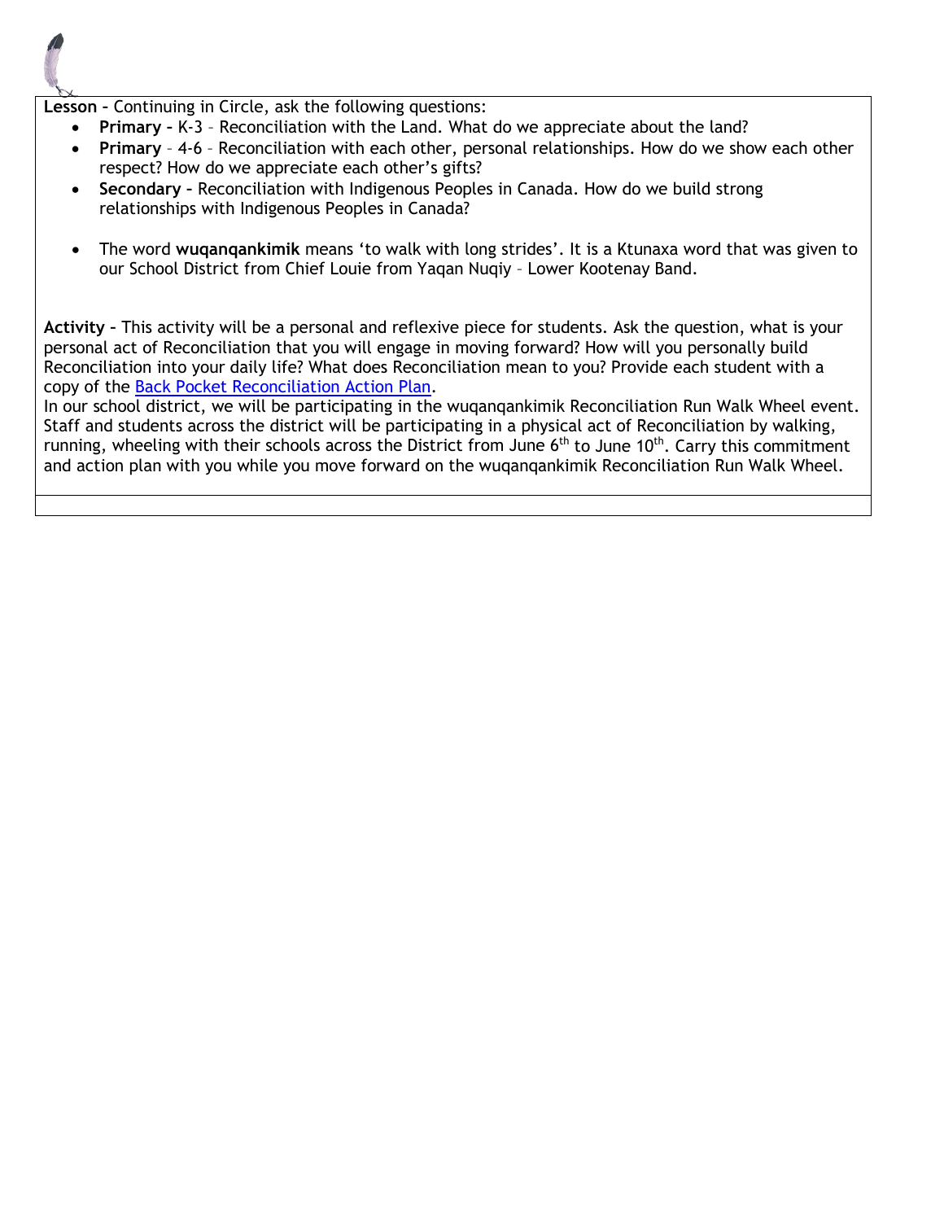**Lesson –** Continuing in Circle, ask the following questions:

- **Primary –** K-3 – Reconciliation with the Land. What do we appreciate about the land?
- **Primary** – 4-6 – Reconciliation with each other, personal relationships. How do we show each other respect? How do we appreciate each other's gifts?
- **Secondary –** Reconciliation with Indigenous Peoples in Canada. How do we build strong relationships with Indigenous Peoples in Canada?

- The word **wuqanqankimik** means 'to walk with long strides'. It is a Ktunaxa word that was given to our School District from Chief Louie from Yaqan Nuqiy – Lower Kootenay Band.

**Activity –** This activity will be a personal and reflexive piece for students. Ask the question, what is your personal act of Reconciliation that you will engage in moving forward? How will you personally build Reconciliation into your daily life? What does Reconciliation mean to you? Provide each student with a copy of the Back Pocket Reconciliation Action Plan.

In our school district, we will be participating in the wuqanqankimik Reconciliation Run Walk Wheel event. Staff and students across the district will be participating in a physical act of Reconciliation by walking, running, wheeling with their schools across the District from June 6th to June 10th. Carry this commitment and action plan with you while you move forward on the wuqanqankimik Reconciliation Run Walk Wheel.